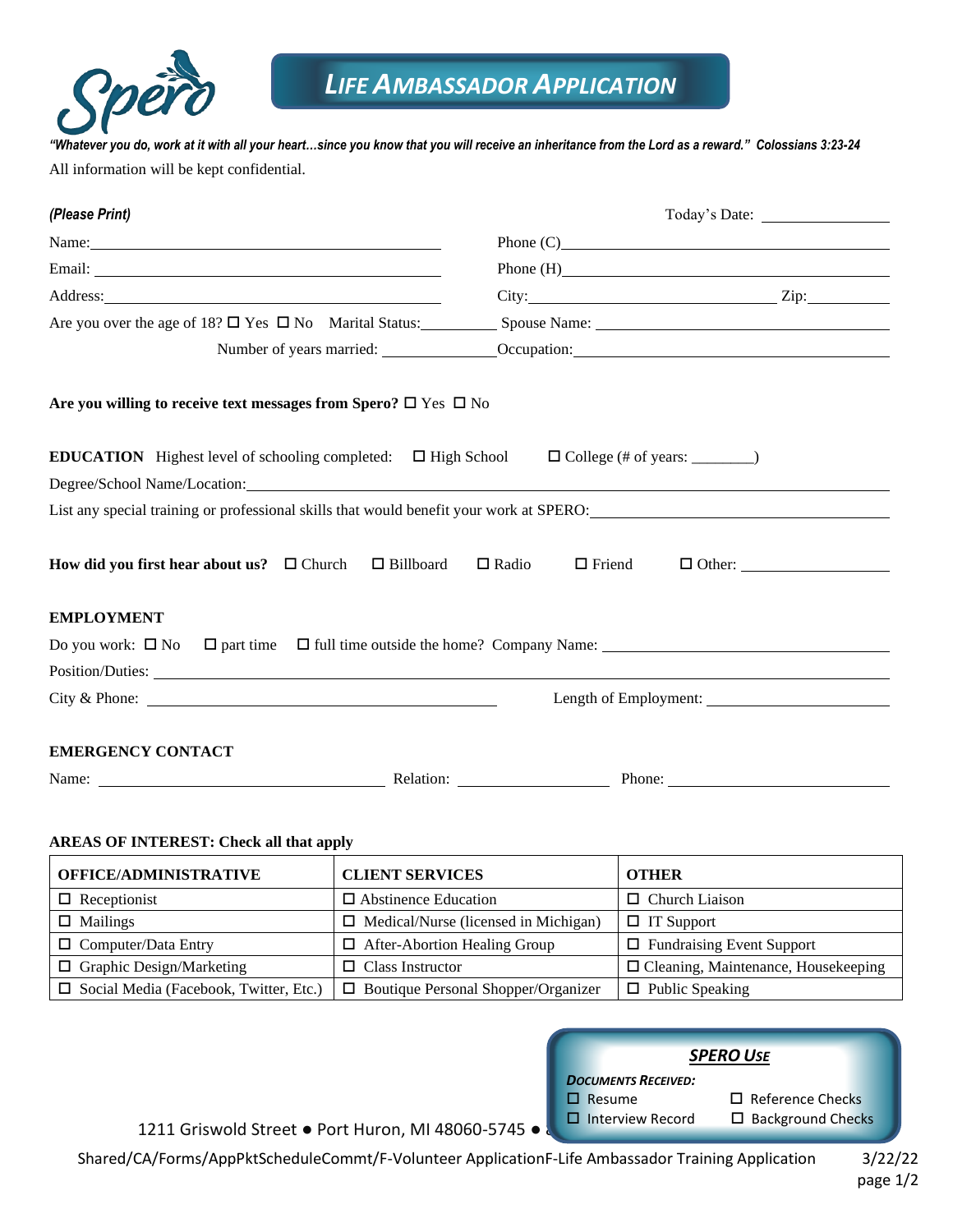Spero

# LIFE AMBASSADOR APPLICATION

*"Whatever you do, work at it with all your heart…since you know that you will receive an inheritance from the Lord as a reward." Colossians 3:23-24*

All information will be kept confidential.

***(Please Print)*** Today's Date: ______________

Name: ______________________ Phone (C) ______________________

Email: ______________________ Phone (H) ______________________

Address: ______________________ City: ______________ Zip: ________

Are you over the age of 18? ☐ Yes ☐ No Marital Status: ________ Spouse Name: ______________________

Number of years married: ____________ Occupation: ______________________

**Are you willing to receive text messages from Spero?** ☐ Yes ☐ No

**EDUCATION** Highest level of schooling completed: ☐ High School ☐ College (# of years: ________)

Degree/School Name/Location: ______________________

List any special training or professional skills that would benefit your work at SPERO: ______________________

**How did you first hear about us?** ☐ Church ☐ Billboard ☐ Radio ☐ Friend ☐ Other: ______________

**EMPLOYMENT**

Do you work: ☐ No ☐ part time ☐ full time outside the home? Company Name: ______________________

Position/Duties: ______________________

City & Phone: ______________________ Length of Employment: ______________

**EMERGENCY CONTACT**

Name: ______________ Relation: ______________ Phone: ______________

**AREAS OF INTEREST: Check all that apply**

| OFFICE/ADMINISTRATIVE | CLIENT SERVICES | OTHER |
|---|---|---|
| ☐ Receptionist | ☐ Abstinence Education | ☐ Church Liaison |
| ☐ Mailings | ☐ Medical/Nurse (licensed in Michigan) | ☐ IT Support |
| ☐ Computer/Data Entry | ☐ After-Abortion Healing Group | ☐ Fundraising Event Support |
| ☐ Graphic Design/Marketing | ☐ Class Instructor | ☐ Cleaning, Maintenance, Housekeeping |
| ☐ Social Media (Facebook, Twitter, Etc.) | ☐ Boutique Personal Shopper/Organizer | ☐ Public Speaking |

***SPERO USE***

***DOCUMENTS RECEIVED:***

☐ Resume ☐ Reference Checks

☐ Interview Record ☐ Background Checks

1211 Griswold Street ● Port Huron, MI 48060-5745 ●

Shared/CA/Forms/AppPktScheduleCommt/F-Volunteer ApplicationF-Life Ambassador Training Application 3/22/22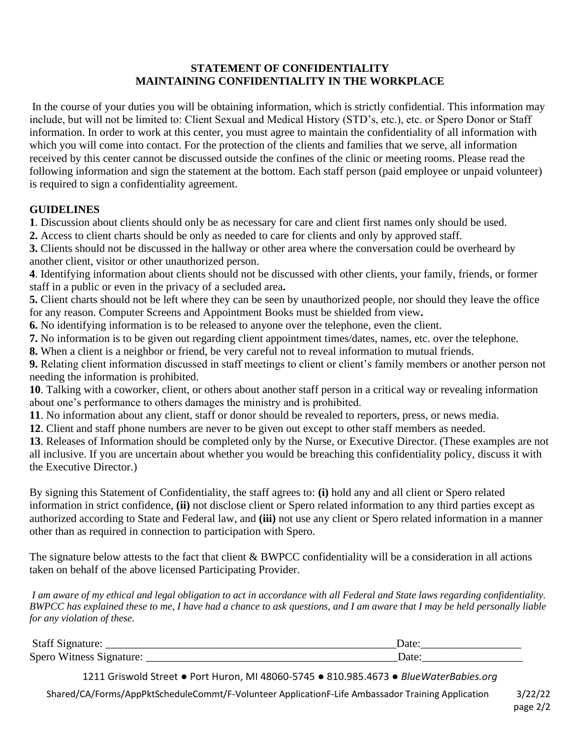## STATEMENT OF CONFIDENTIALITY
## MAINTAINING CONFIDENTIALITY IN THE WORKPLACE

In the course of your duties you will be obtaining information, which is strictly confidential. This information may include, but will not be limited to: Client Sexual and Medical History (STD's, etc.), etc. or Spero Donor or Staff information. In order to work at this center, you must agree to maintain the confidentiality of all information with which you will come into contact. For the protection of the clients and families that we serve, all information received by this center cannot be discussed outside the confines of the clinic or meeting rooms. Please read the following information and sign the statement at the bottom. Each staff person (paid employee or unpaid volunteer) is required to sign a confidentiality agreement.

**GUIDELINES**

**1**. Discussion about clients should only be as necessary for care and client first names only should be used.
**2.** Access to client charts should be only as needed to care for clients and only by approved staff.
**3.** Clients should not be discussed in the hallway or other area where the conversation could be overheard by another client, visitor or other unauthorized person.
**4**. Identifying information about clients should not be discussed with other clients, your family, friends, or former staff in a public or even in the privacy of a secluded area**.**
**5.** Client charts should not be left where they can be seen by unauthorized people, nor should they leave the office for any reason. Computer Screens and Appointment Books must be shielded from view**.**
**6.** No identifying information is to be released to anyone over the telephone, even the client.
**7.** No information is to be given out regarding client appointment times/dates, names, etc. over the telephone.
**8.** When a client is a neighbor or friend, be very careful not to reveal information to mutual friends.
**9.** Relating client information discussed in staff meetings to client or client's family members or another person not needing the information is prohibited.
**10**. Talking with a coworker, client, or others about another staff person in a critical way or revealing information about one's performance to others damages the ministry and is prohibited.
**11**. No information about any client, staff or donor should be revealed to reporters, press, or news media.
**12**. Client and staff phone numbers are never to be given out except to other staff members as needed.
**13**. Releases of Information should be completed only by the Nurse, or Executive Director. (These examples are not all inclusive. If you are uncertain about whether you would be breaching this confidentiality policy, discuss it with the Executive Director.)

By signing this Statement of Confidentiality, the staff agrees to: **(i)** hold any and all client or Spero related information in strict confidence, **(ii)** not disclose client or Spero related information to any third parties except as authorized according to State and Federal law, and **(iii)** not use any client or Spero related information in a manner other than as required in connection to participation with Spero.

The signature below attests to the fact that client & BWPCC confidentiality will be a consideration in all actions taken on behalf of the above licensed Participating Provider.

*I am aware of my ethical and legal obligation to act in accordance with all Federal and State laws regarding confidentiality. BWPCC has explained these to me, I have had a chance to ask questions, and I am aware that I may be held personally liable for any violation of these.*

Staff Signature: ______________________________________________________Date:__________________
Spero Witness Signature: _______________________________________________Date:__________________

1211 Griswold Street ● Port Huron, MI 48060-5745 ● 810.985.4673 ● *BlueWaterBabies.org*

Shared/CA/Forms/AppPktScheduleCommt/F-Volunteer ApplicationF-Life Ambassador Training Application 3/22/22